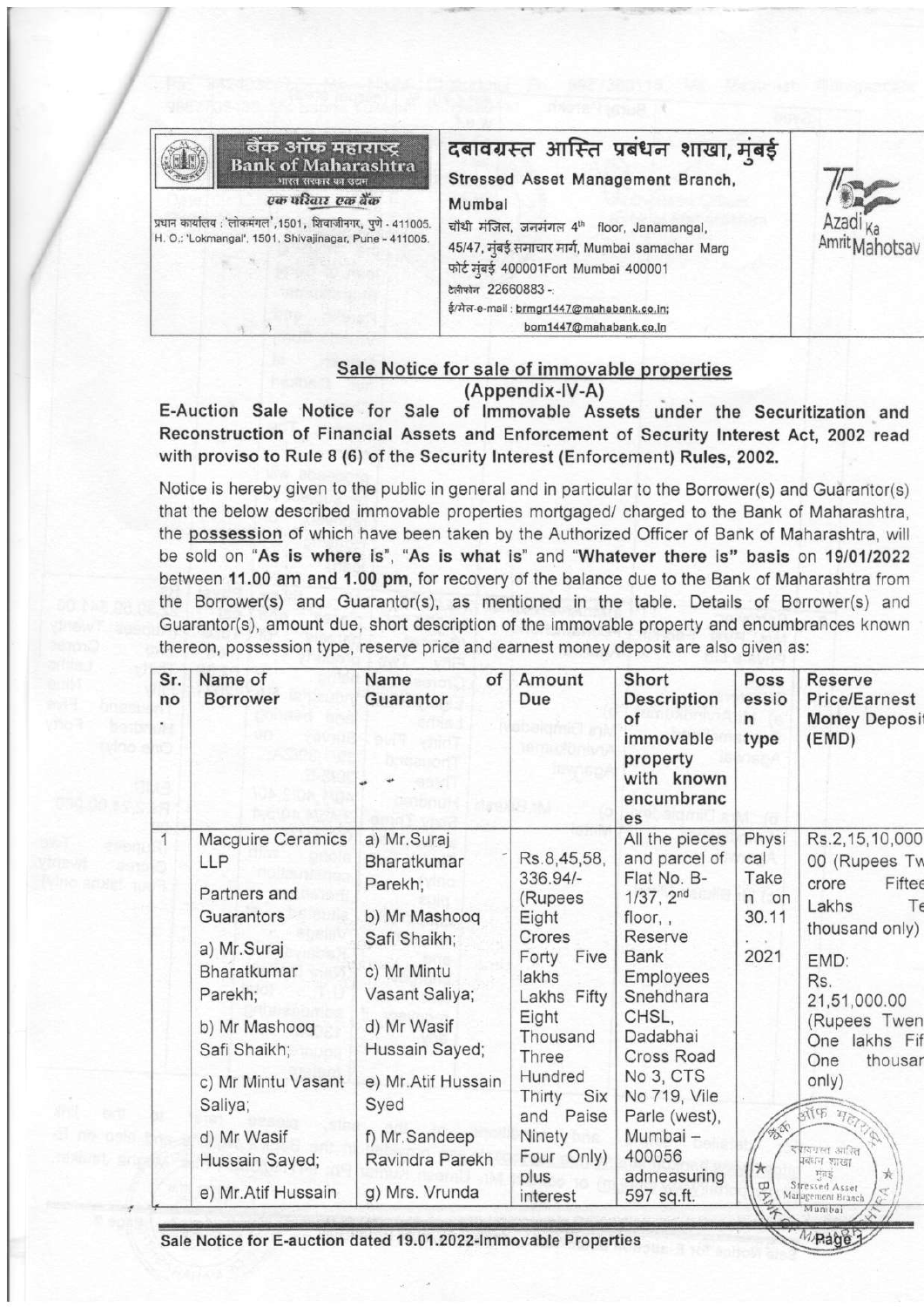**बैंक ऑफ महाराष्ट्र**
**Bank of Maharashtra**
भारत सरकार का उद्यम
*एक परिवार एक बैंक*
प्रधान कार्यालय : 'लोकमंगल',1501, शिवाजीनगर, पुणे - 411005.
H. O.: 'Lokmangal', 1501, Shivajinagar, Pune - 411005.

**दबावग्रस्त आस्ति प्रबंधन शाखा, मुंबई**
**Stressed Asset Management Branch, Mumbai**
चौथी मंजिल, जनमंगल, 45/47, मुंबई समाचार मार्ग, फोर्ट मुंबई 400001
4th floor, Janamangal, 45/47, Mumbai samachar Marg, Fort Mumbai 400001
टेलीफोन 22660883
ई-मेल-e-mail : brmgr1447@mahabank.co.in; bom1447@mahabank.co.in

Azadi Ka Amrit Mahotsav

## Sale Notice for sale of immovable properties
### (Appendix-IV-A)

**E-Auction Sale Notice for Sale of Immovable Assets under the Securitization and Reconstruction of Financial Assets and Enforcement of Security Interest Act, 2002 read with proviso to Rule 8 (6) of the Security Interest (Enforcement) Rules, 2002.**

Notice is hereby given to the public in general and in particular to the Borrower(s) and Guarantor(s) that the below described immovable properties mortgaged/ charged to the Bank of Maharashtra, the **possession** of which have been taken by the Authorized Officer of Bank of Maharashtra, will be sold on "**As is where is**", "**As is what is**" and "**Whatever there is**" basis on **19/01/2022** between **11.00 am and 1.00 pm**, for recovery of the balance due to the Bank of Maharashtra from the Borrower(s) and Guarantor(s), as mentioned in the table. Details of Borrower(s) and Guarantor(s), amount due, short description of the immovable property and encumbrances known thereon, possession type, reserve price and earnest money deposit are also given as:

| Sr. no | Name of Borrower | Name of Guarantor | Amount Due | Short Description of immovable property with known encumbrances | Possession type | Reserve Price/Earnest Money Deposit (EMD) |
|---|---|---|---|---|---|---|
| 1 | Macguire Ceramics LLP<br><br>Partners and Guarantors<br><br>a) Mr.Suraj Bharatkumar Parekh;<br><br>b) Mr Mashooq Safi Shaikh;<br><br>c) Mr Mintu Vasant Saliya;<br><br>d) Mr Wasif Hussain Sayed;<br><br>e) Mr.Atif Hussain | a) Mr.Suraj Bharatkumar Parekh;<br><br>b) Mr Mashooq Safi Shaikh;<br><br>c) Mr Mintu Vasant Saliya;<br><br>d) Mr Wasif Hussain Sayed;<br><br>e) Mr.Atif Hussain Syed<br><br>f) Mr.Sandeep Ravindra Parekh<br><br>g) Mrs. Vrunda | Rs.8,45,58, 336.94/- (Rupees Eight Crores Forty Five lakhs Lakhs Fifty Eight Thousand Three Hundred Thirty Six and Paise Ninety Four Only) plus interest | All the pieces and parcel of Flat No. B-1/37, 2nd floor, , Reserve Bank Employees Snehdhara CHSL, Dadabhai Cross Road No 3, CTS No 719, Vile Parle (west), Mumbai – 400056 admeasuring 597 sq.ft. | Physical Taken on 30.11.2021 | Rs.2,15,10,000 00 (Rupees Tw crore Fiftee Lakhs Te thousand only)<br><br>EMD: Rs. 21,51,000.00 (Rupees Twen One lakhs Fif One thousar only) |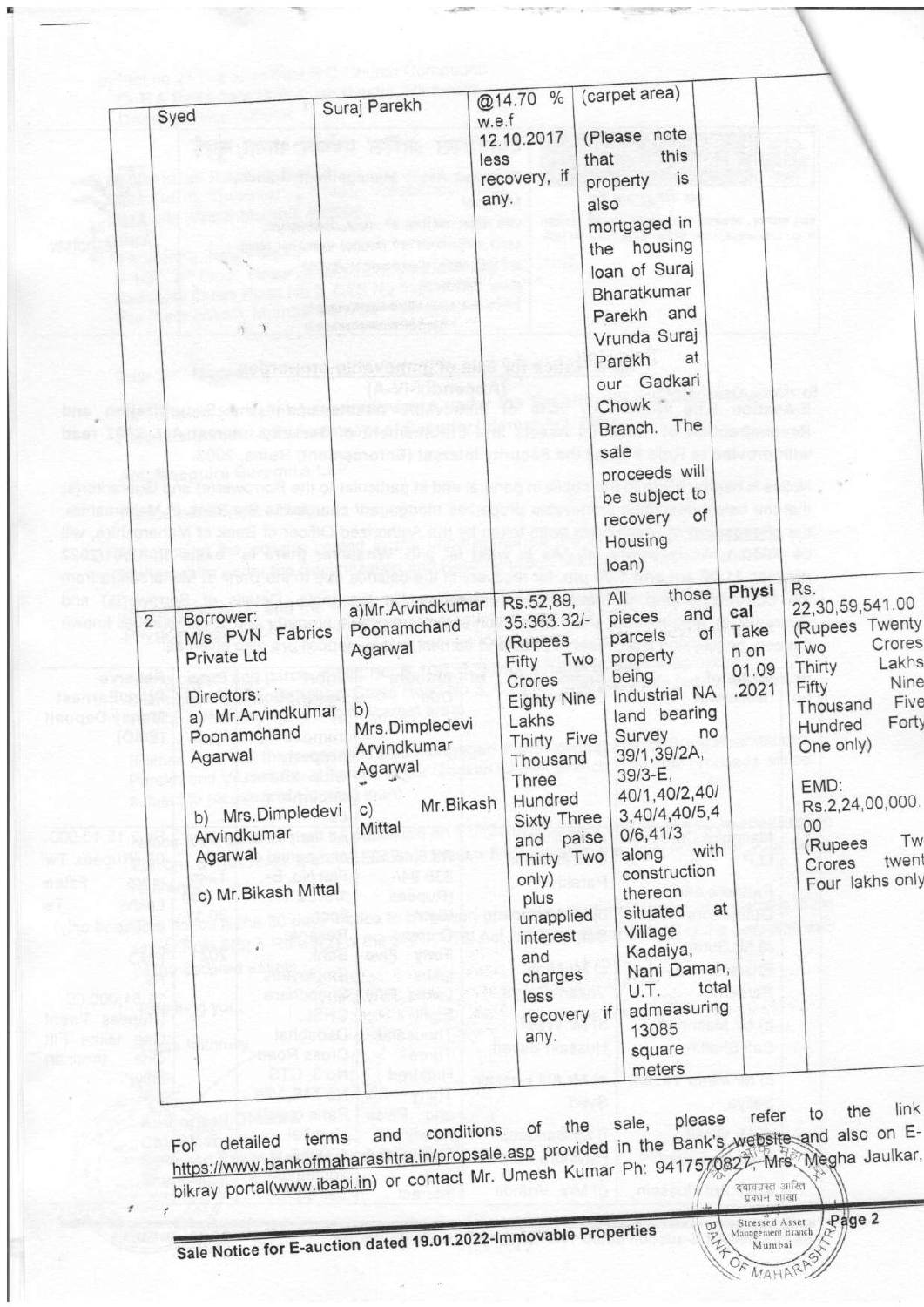| | | | | | | |
|---|---|---|---|---|---|---|
| | Syed | Suraj Parekh | @14.70 % w.e.f 12.10.2017 less recovery, if any. | (carpet area) (Please note that this property is also mortgaged in the housing loan of Suraj Bharatkumar Parekh and Vrunda Suraj Parekh at our Gadkari Chowk Branch. The sale proceeds will be subject to recovery of Housing loan) | | |
| 2 | Borrower: M/s PVN Fabrics Private Ltd<br><br>Directors:<br>a) Mr.Arvindkumar Poonamchand Agarwal<br><br>b) Mrs.Dimpledevi Arvindkumar Agarwal<br><br>c) Mr.Bikash Mittal | a)Mr.Arvindkumar Poonamchand Agarwal<br><br>b) Mrs.Dimpledevi Arvindkumar Agarwal<br><br>c) Mr.Bikash Mittal | Rs.52,89,35,363.32/- (Rupees Fifty Two Crores Eighty Nine Lakhs Thirty Five Thousand Three Hundred Sixty Three and paise Thirty Two only) plus unapplied interest and charges less recovery if any. | All those pieces and parcels of property being Industrial NA land bearing Survey no 39/1,39/2A, 39/3-E, 40/1,40/2,40/3,40/4,40/5,40/6,41/3 along with construction thereon situated at Village Kadaiya, Nani Daman, U.T. total admeasuring 13085 square meters | Physical Taken on 01.09.2021 | Rs. 22,30,59,541.00 (Rupees Twenty Two Crores Thirty Lakhs Fifty Nine Thousand Five Hundred Forty One only)<br><br>EMD: Rs.2,24,00,000.00 (Rupees Two Crores twenty Four lakhs only) |

For detailed terms and conditions of the sale, please refer to the link https://www.bankofmaharashtra.in/propsale.asp provided in the Bank's website and also on E-bikray portal(www.ibapi.in) or contact Mr. Umesh Kumar Ph: 9417570827, Mrs. Megha Jaulkar,

Sale Notice for E-auction dated 19.01.2022-Immovable Properties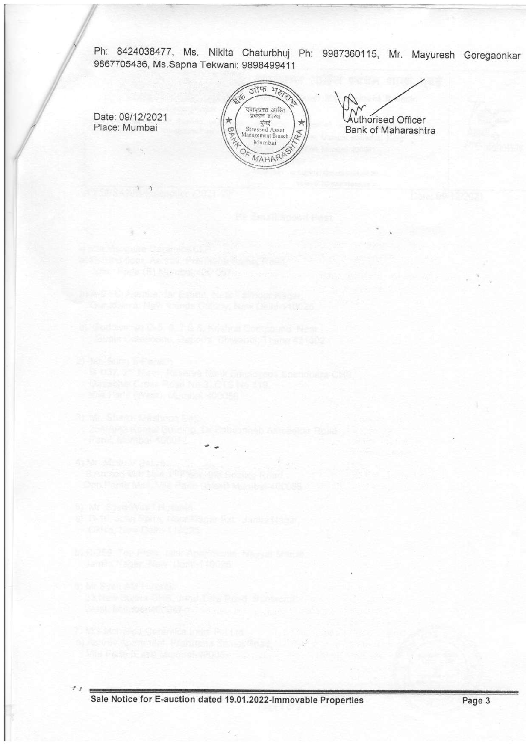Ph: 8424038477, Ms. Nikita Chaturbhuj Ph: 9987360115, Mr. Mayuresh Goregaonkar 9867705436, Ms.Sapna Tekwani: 9898499411

Date: 09/12/2021
Place: Mumbai

Authorised Officer
Bank of Maharashtra